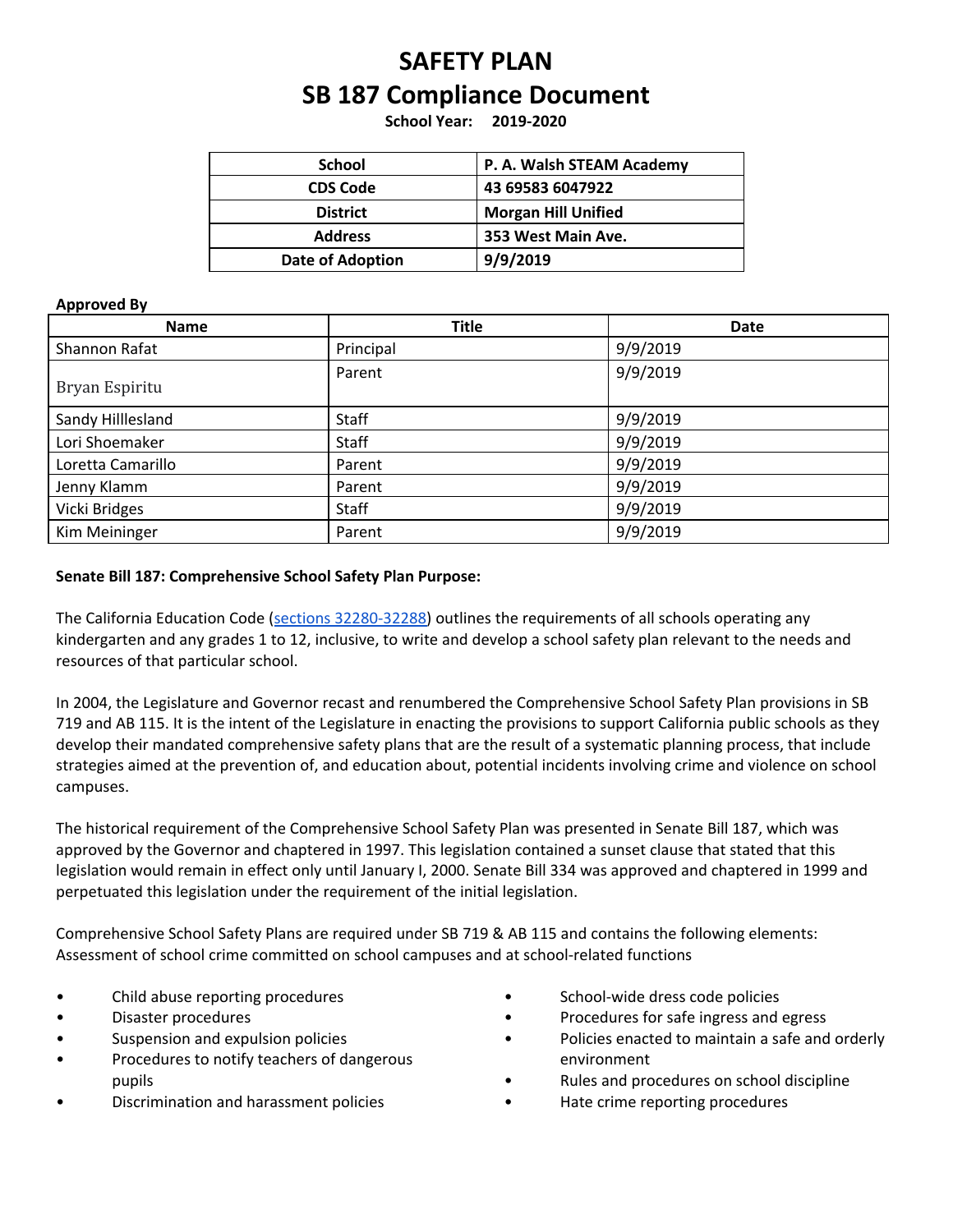# SAFETY PLAN
# SB 187 Compliance Document

**School Year: 2019-2020**

| School | P. A. Walsh STEAM Academy |
|---|---|
| CDS Code | 43 69583 6047922 |
| District | Morgan Hill Unified |
| Address | 353 West Main Ave. |
| Date of Adoption | 9/9/2019 |

**Approved By**

| Name | Title | Date |
|---|---|---|
| Shannon Rafat | Principal | 9/9/2019 |
| Bryan Espiritu | Parent | 9/9/2019 |
| Sandy Hilllesland | Staff | 9/9/2019 |
| Lori Shoemaker | Staff | 9/9/2019 |
| Loretta Camarillo | Parent | 9/9/2019 |
| Jenny Klamm | Parent | 9/9/2019 |
| Vicki Bridges | Staff | 9/9/2019 |
| Kim Meininger | Parent | 9/9/2019 |

**Senate Bill 187: Comprehensive School Safety Plan Purpose:**

The California Education Code (sections 32280-32288) outlines the requirements of all schools operating any kindergarten and any grades 1 to 12, inclusive, to write and develop a school safety plan relevant to the needs and resources of that particular school.

In 2004, the Legislature and Governor recast and renumbered the Comprehensive School Safety Plan provisions in SB 719 and AB 115. It is the intent of the Legislature in enacting the provisions to support California public schools as they develop their mandated comprehensive safety plans that are the result of a systematic planning process, that include strategies aimed at the prevention of, and education about, potential incidents involving crime and violence on school campuses.

The historical requirement of the Comprehensive School Safety Plan was presented in Senate Bill 187, which was approved by the Governor and chaptered in 1997. This legislation contained a sunset clause that stated that this legislation would remain in effect only until January I, 2000. Senate Bill 334 was approved and chaptered in 1999 and perpetuated this legislation under the requirement of the initial legislation.

Comprehensive School Safety Plans are required under SB 719 & AB 115 and contains the following elements:
Assessment of school crime committed on school campuses and at school-related functions

- Child abuse reporting procedures
- Disaster procedures
- Suspension and expulsion policies
- Procedures to notify teachers of dangerous pupils
- Discrimination and harassment policies
- School-wide dress code policies
- Procedures for safe ingress and egress
- Policies enacted to maintain a safe and orderly environment
- Rules and procedures on school discipline
- Hate crime reporting procedures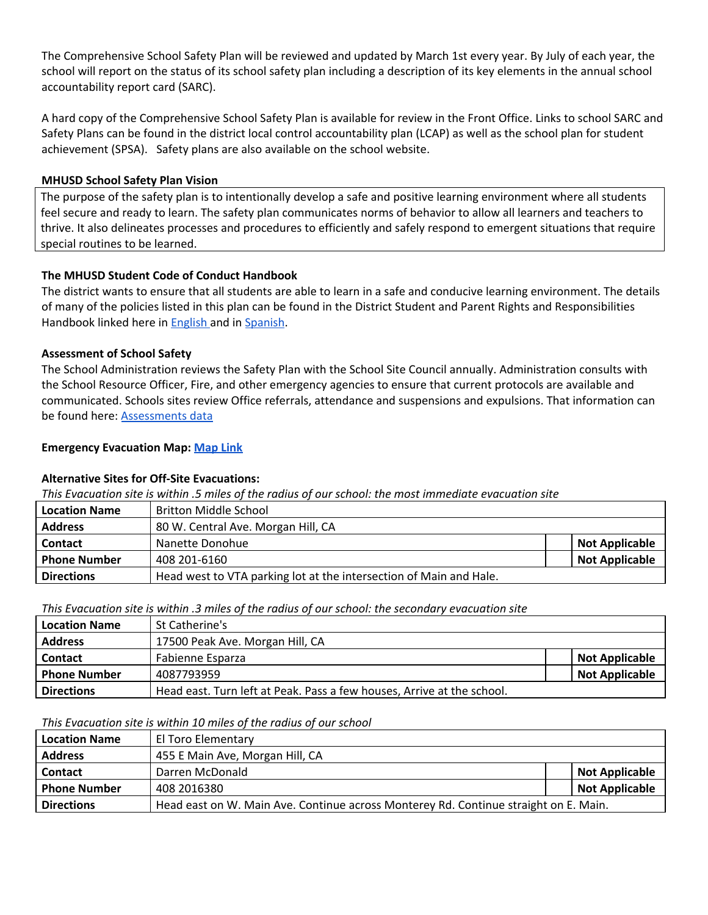The Comprehensive School Safety Plan will be reviewed and updated by March 1st every year. By July of each year, the school will report on the status of its school safety plan including a description of its key elements in the annual school accountability report card (SARC).

A hard copy of the Comprehensive School Safety Plan is available for review in the Front Office. Links to school SARC and Safety Plans can be found in the district local control accountability plan (LCAP) as well as the school plan for student achievement (SPSA). Safety plans are also available on the school website.

**MHUSD School Safety Plan Vision**

The purpose of the safety plan is to intentionally develop a safe and positive learning environment where all students feel secure and ready to learn. The safety plan communicates norms of behavior to allow all learners and teachers to thrive. It also delineates processes and procedures to efficiently and safely respond to emergent situations that require special routines to be learned.

**The MHUSD Student Code of Conduct Handbook**

The district wants to ensure that all students are able to learn in a safe and conducive learning environment. The details of many of the policies listed in this plan can be found in the District Student and Parent Rights and Responsibilities Handbook linked here in English and in Spanish.

**Assessment of School Safety**

The School Administration reviews the Safety Plan with the School Site Council annually. Administration consults with the School Resource Officer, Fire, and other emergency agencies to ensure that current protocols are available and communicated. Schools sites review Office referrals, attendance and suspensions and expulsions. That information can be found here: Assessments data

**Emergency Evacuation Map: Map Link**

**Alternative Sites for Off-Site Evacuations:**

*This Evacuation site is within .5 miles of the radius of our school: the most immediate evacuation site*

| **Location Name** | Britton Middle School | | |
|---|---|---|---|
| **Address** | 80 W. Central Ave. Morgan Hill, CA | | |
| **Contact** | Nanette Donohue | | **Not Applicable** |
| **Phone Number** | 408 201-6160 | | **Not Applicable** |
| **Directions** | Head west to VTA parking lot at the intersection of Main and Hale. | | |

*This Evacuation site is within .3 miles of the radius of our school: the secondary evacuation site*

| **Location Name** | St Catherine's | | |
|---|---|---|---|
| **Address** | 17500 Peak Ave. Morgan Hill, CA | | |
| **Contact** | Fabienne Esparza | | **Not Applicable** |
| **Phone Number** | 4087793959 | | **Not Applicable** |
| **Directions** | Head east. Turn left at Peak. Pass a few houses, Arrive at the school. | | |

*This Evacuation site is within 10 miles of the radius of our school*

| **Location Name** | El Toro Elementary | | |
|---|---|---|---|
| **Address** | 455 E Main Ave, Morgan Hill, CA | | |
| **Contact** | Darren McDonald | | **Not Applicable** |
| **Phone Number** | 408 2016380 | | **Not Applicable** |
| **Directions** | Head east on W. Main Ave. Continue across Monterey Rd. Continue straight on E. Main. | | |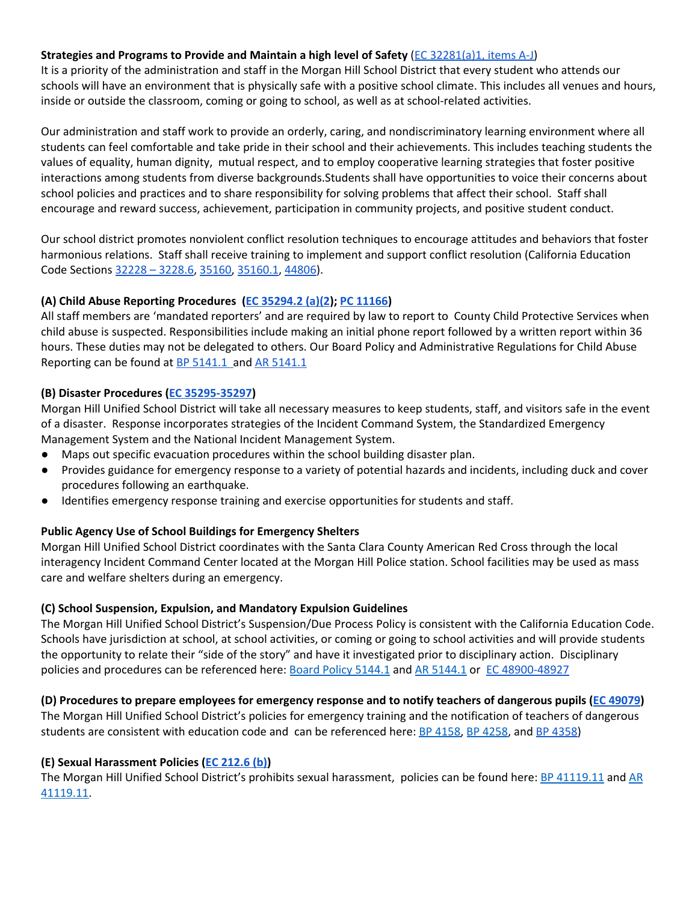**Strategies and Programs to Provide and Maintain a high level of Safety** (EC 32281(a)1, items A-J)
It is a priority of the administration and staff in the Morgan Hill School District that every student who attends our schools will have an environment that is physically safe with a positive school climate. This includes all venues and hours, inside or outside the classroom, coming or going to school, as well as at school-related activities.

Our administration and staff work to provide an orderly, caring, and nondiscriminatory learning environment where all students can feel comfortable and take pride in their school and their achievements. This includes teaching students the values of equality, human dignity, mutual respect, and to employ cooperative learning strategies that foster positive interactions among students from diverse backgrounds.Students shall have opportunities to voice their concerns about school policies and practices and to share responsibility for solving problems that affect their school. Staff shall encourage and reward success, achievement, participation in community projects, and positive student conduct.

Our school district promotes nonviolent conflict resolution techniques to encourage attitudes and behaviors that foster harmonious relations. Staff shall receive training to implement and support conflict resolution (California Education Code Sections 32228 – 3228.6, 35160, 35160.1, 44806).

**(A) Child Abuse Reporting Procedures (EC 35294.2 (a)(2); PC 11166)**
All staff members are 'mandated reporters' and are required by law to report to County Child Protective Services when child abuse is suspected. Responsibilities include making an initial phone report followed by a written report within 36 hours. These duties may not be delegated to others. Our Board Policy and Administrative Regulations for Child Abuse Reporting can be found at BP 5141.1 and AR 5141.1

**(B) Disaster Procedures (EC 35295-35297)**
Morgan Hill Unified School District will take all necessary measures to keep students, staff, and visitors safe in the event of a disaster. Response incorporates strategies of the Incident Command System, the Standardized Emergency Management System and the National Incident Management System.

- Maps out specific evacuation procedures within the school building disaster plan.
- Provides guidance for emergency response to a variety of potential hazards and incidents, including duck and cover procedures following an earthquake.
- Identifies emergency response training and exercise opportunities for students and staff.

**Public Agency Use of School Buildings for Emergency Shelters**
Morgan Hill Unified School District coordinates with the Santa Clara County American Red Cross through the local interagency Incident Command Center located at the Morgan Hill Police station. School facilities may be used as mass care and welfare shelters during an emergency.

**(C) School Suspension, Expulsion, and Mandatory Expulsion Guidelines**
The Morgan Hill Unified School District's Suspension/Due Process Policy is consistent with the California Education Code. Schools have jurisdiction at school, at school activities, or coming or going to school activities and will provide students the opportunity to relate their "side of the story" and have it investigated prior to disciplinary action. Disciplinary policies and procedures can be referenced here: Board Policy 5144.1 and AR 5144.1 or EC 48900-48927

**(D) Procedures to prepare employees for emergency response and to notify teachers of dangerous pupils (EC 49079)**
The Morgan Hill Unified School District's policies for emergency training and the notification of teachers of dangerous students are consistent with education code and can be referenced here: BP 4158, BP 4258, and BP 4358)

**(E) Sexual Harassment Policies (EC 212.6 (b))**
The Morgan Hill Unified School District's prohibits sexual harassment, policies can be found here: BP 41119.11 and AR 41119.11.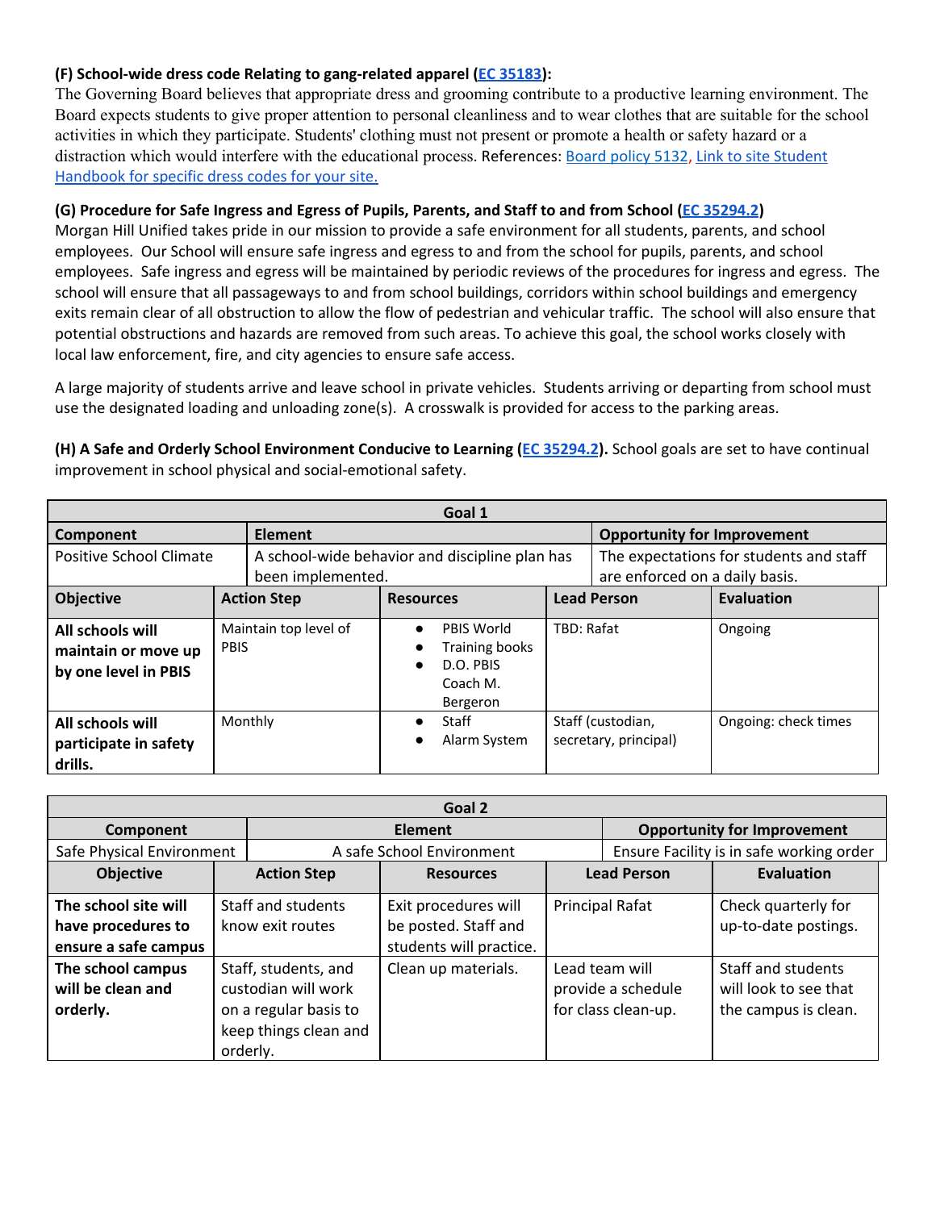**(F) School-wide dress code Relating to gang-related apparel ([EC 35183](EC 35183)):**
The Governing Board believes that appropriate dress and grooming contribute to a productive learning environment. The Board expects students to give proper attention to personal cleanliness and to wear clothes that are suitable for the school activities in which they participate. Students' clothing must not present or promote a health or safety hazard or a distraction which would interfere with the educational process. References: Board policy 5132, Link to site Student Handbook for specific dress codes for your site.

**(G) Procedure for Safe Ingress and Egress of Pupils, Parents, and Staff to and from School (EC 35294.2)**
Morgan Hill Unified takes pride in our mission to provide a safe environment for all students, parents, and school employees. Our School will ensure safe ingress and egress to and from the school for pupils, parents, and school employees. Safe ingress and egress will be maintained by periodic reviews of the procedures for ingress and egress. The school will ensure that all passageways to and from school buildings, corridors within school buildings and emergency exits remain clear of all obstruction to allow the flow of pedestrian and vehicular traffic. The school will also ensure that potential obstructions and hazards are removed from such areas. To achieve this goal, the school works closely with local law enforcement, fire, and city agencies to ensure safe access.

A large majority of students arrive and leave school in private vehicles. Students arriving or departing from school must use the designated loading and unloading zone(s). A crosswalk is provided for access to the parking areas.

**(H) A Safe and Orderly School Environment Conducive to Learning (EC 35294.2).** School goals are set to have continual improvement in school physical and social-emotional safety.

| Goal 1 | | | | |
|---|---|---|---|---|
| **Component** | **Element** | | **Opportunity for Improvement** | |
| Positive School Climate | A school-wide behavior and discipline plan has been implemented. | | The expectations for students and staff are enforced on a daily basis. | |
| **Objective** | **Action Step** | **Resources** | **Lead Person** | **Evaluation** |
| **All schools will maintain or move up by one level in PBIS** | Maintain top level of PBIS | • PBIS World<br>• Training books<br>• D.O. PBIS Coach M. Bergeron | TBD: Rafat | Ongoing |
| **All schools will participate in safety drills.** | Monthly | • Staff<br>• Alarm System | Staff (custodian, secretary, principal) | Ongoing: check times |

| Goal 2 | | | | |
|---|---|---|---|---|
| **Component** | **Element** | | **Opportunity for Improvement** | |
| Safe Physical Environment | A safe School Environment | | Ensure Facility is in safe working order | |
| **Objective** | **Action Step** | **Resources** | **Lead Person** | **Evaluation** |
| **The school site will have procedures to ensure a safe campus** | Staff and students know exit routes | Exit procedures will be posted. Staff and students will practice. | Principal Rafat | Check quarterly for up-to-date postings. |
| **The school campus will be clean and orderly.** | Staff, students, and custodian will work on a regular basis to keep things clean and orderly. | Clean up materials. | Lead team will provide a schedule for class clean-up. | Staff and students will look to see that the campus is clean. |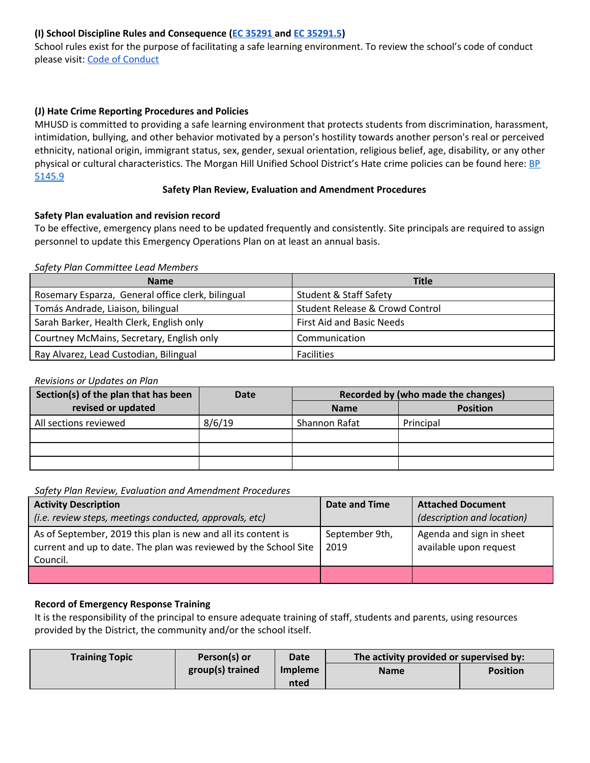### (I) School Discipline Rules and Consequence (EC 35291 and EC 35291.5)

School rules exist for the purpose of facilitating a safe learning environment. To review the school's code of conduct please visit: Code of Conduct

### (J) Hate Crime Reporting Procedures and Policies

MHUSD is committed to providing a safe learning environment that protects students from discrimination, harassment, intimidation, bullying, and other behavior motivated by a person's hostility towards another person's real or perceived ethnicity, national origin, immigrant status, sex, gender, sexual orientation, religious belief, age, disability, or any other physical or cultural characteristics. The Morgan Hill Unified School District's Hate crime policies can be found here: BP 5145.9

## Safety Plan Review, Evaluation and Amendment Procedures

### Safety Plan evaluation and revision record

To be effective, emergency plans need to be updated frequently and consistently. Site principals are required to assign personnel to update this Emergency Operations Plan on at least an annual basis.

*Safety Plan Committee Lead Members*

| Name | Title |
|---|---|
| Rosemary Esparza, General office clerk, bilingual | Student & Staff Safety |
| Tomás Andrade, Liaison, bilingual | Student Release & Crowd Control |
| Sarah Barker, Health Clerk, English only | First Aid and Basic Needs |
| Courtney McMains, Secretary, English only | Communication |
| Ray Alvarez, Lead Custodian, Bilingual | Facilities |

*Revisions or Updates on Plan*

| Section(s) of the plan that has been revised or updated | Date | Recorded by (who made the changes) | |
|---|---|---|---|
| | | Name | Position |
| All sections reviewed | 8/6/19 | Shannon Rafat | Principal |
| | | | |
| | | | |
| | | | |

*Safety Plan Review, Evaluation and Amendment Procedures*

| Activity Description<br>*(i.e. review steps, meetings conducted, approvals, etc)* | Date and Time | Attached Document<br>*(description and location)* |
|---|---|---|
| As of September, 2019 this plan is new and all its content is current and up to date. The plan was reviewed by the School Site Council. | September 9th, 2019 | Agenda and sign in sheet available upon request |
| | | |

### Record of Emergency Response Training

It is the responsibility of the principal to ensure adequate training of staff, students and parents, using resources provided by the District, the community and/or the school itself.

| Training Topic | Person(s) or group(s) trained | Date Implemented | The activity provided or supervised by: | |
|---|---|---|---|---|
| | | | Name | Position |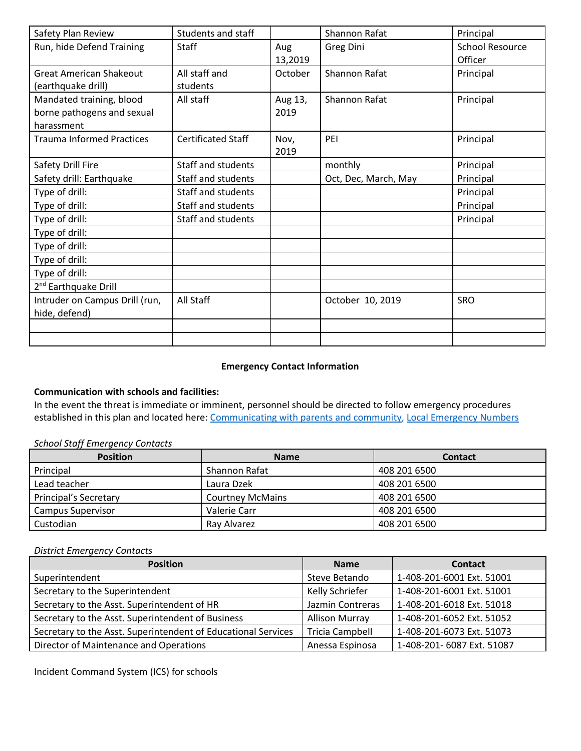| Safety Plan Review | Students and staff | | Shannon Rafat | Principal |
|---|---|---|---|---|
| Run, hide Defend Training | Staff | Aug 13,2019 | Greg Dini | School Resource Officer |
| Great American Shakeout (earthquake drill) | All staff and students | October | Shannon Rafat | Principal |
| Mandated training, blood borne pathogens and sexual harassment | All staff | Aug 13, 2019 | Shannon Rafat | Principal |
| Trauma Informed Practices | Certificated Staff | Nov, 2019 | PEI | Principal |
| Safety Drill Fire | Staff and students | | monthly | Principal |
| Safety drill: Earthquake | Staff and students | | Oct, Dec, March, May | Principal |
| Type of drill: | Staff and students | | | Principal |
| Type of drill: | Staff and students | | | Principal |
| Type of drill: | Staff and students | | | Principal |
| Type of drill: | | | | |
| Type of drill: | | | | |
| Type of drill: | | | | |
| Type of drill: | | | | |
| 2nd Earthquake Drill | | | | |
| Intruder on Campus Drill (run, hide, defend) | All Staff | | October 10, 2019 | SRO |
| | | | | |
| | | | | |

**Emergency Contact Information**

**Communication with schools and facilities:**
In the event the threat is immediate or imminent, personnel should be directed to follow emergency procedures established in this plan and located here: Communicating with parents and community, Local Emergency Numbers

*School Staff Emergency Contacts*

| Position | Name | Contact |
|---|---|---|
| Principal | Shannon Rafat | 408 201 6500 |
| Lead teacher | Laura Dzek | 408 201 6500 |
| Principal's Secretary | Courtney McMains | 408 201 6500 |
| Campus Supervisor | Valerie Carr | 408 201 6500 |
| Custodian | Ray Alvarez | 408 201 6500 |

*District Emergency Contacts*

| Position | Name | Contact |
|---|---|---|
| Superintendent | Steve Betando | 1-408-201-6001 Ext. 51001 |
| Secretary to the Superintendent | Kelly Schriefer | 1-408-201-6001 Ext. 51001 |
| Secretary to the Asst. Superintendent of HR | Jazmin Contreras | 1-408-201-6018 Ext. 51018 |
| Secretary to the Asst. Superintendent of Business | Allison Murray | 1-408-201-6052 Ext. 51052 |
| Secretary to the Asst. Superintendent of Educational Services | Tricia Campbell | 1-408-201-6073 Ext. 51073 |
| Director of Maintenance and Operations | Anessa Espinosa | 1-408-201- 6087 Ext. 51087 |

Incident Command System (ICS) for schools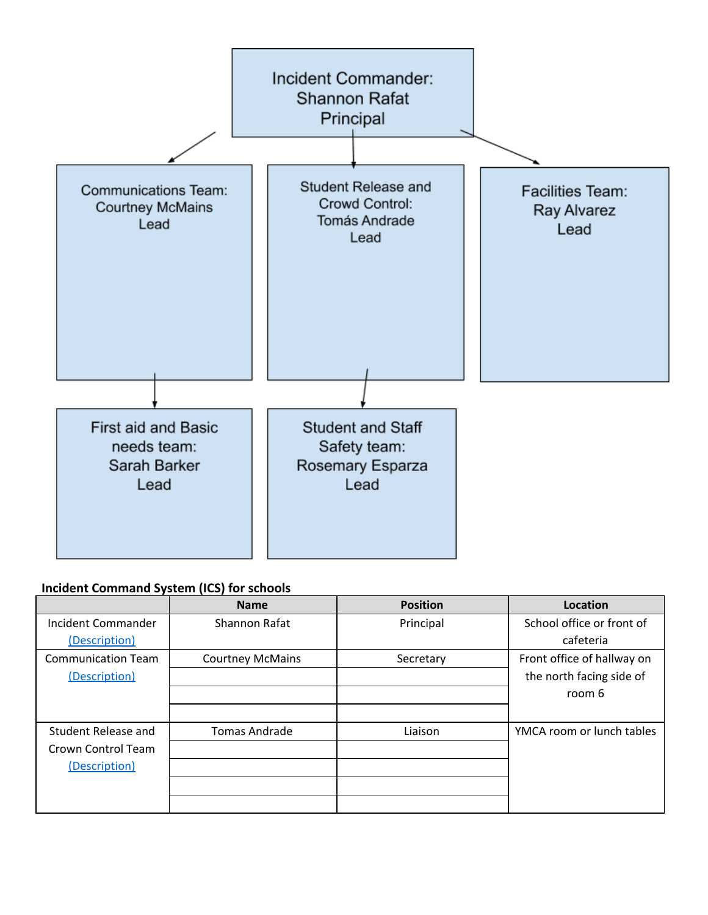Incident Commander: Shannon Rafat Principal

Communications Team: Courtney McMains Lead

Student Release and Crowd Control: Tomás Andrade Lead

Facilities Team: Ray Alvarez Lead

First aid and Basic needs team: Sarah Barker Lead

Student and Staff Safety team: Rosemary Esparza Lead

**Incident Command System (ICS) for schools**

| | Name | Position | Location |
|---|---|---|---|
| Incident Commander [(Description)]() | Shannon Rafat | Principal | School office or front of cafeteria |
| Communication Team [(Description)]() | Courtney McMains | Secretary | Front office of hallway on the north facing side of room 6 |
| | | | |
| | | | |
| | | | |
| Student Release and Crown Control Team [(Description)]() | Tomas Andrade | Liaison | YMCA room or lunch tables |
| | | | |
| | | | |
| | | | |
| | | | |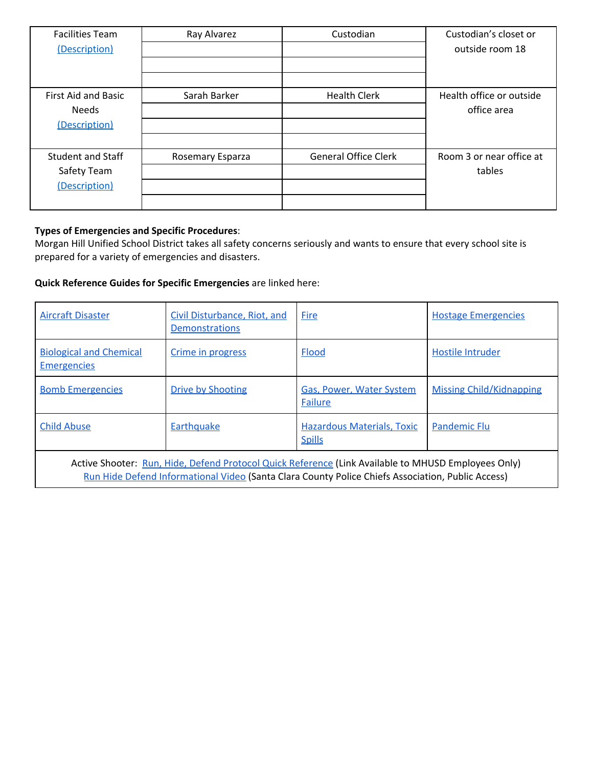| | | | |
|---|---|---|---|
| Facilities Team (Description) | Ray Alvarez | Custodian | Custodian's closet or outside room 18 |
| | | | |
| | | | |
| | | | |
| First Aid and Basic Needs (Description) | Sarah Barker | Health Clerk | Health office or outside office area |
| | | | |
| | | | |
| | | | |
| Student and Staff Safety Team (Description) | Rosemary Esparza | General Office Clerk | Room 3 or near office at tables |
| | | | |
| | | | |
| | | | |

**Types of Emergencies and Specific Procedures**:
Morgan Hill Unified School District takes all safety concerns seriously and wants to ensure that every school site is prepared for a variety of emergencies and disasters.

**Quick Reference Guides for Specific Emergencies** are linked here:

| | | | |
|---|---|---|---|
| Aircraft Disaster | Civil Disturbance, Riot, and Demonstrations | Fire | Hostage Emergencies |
| Biological and Chemical Emergencies | Crime in progress | Flood | Hostile Intruder |
| Bomb Emergencies | Drive by Shooting | Gas, Power, Water System Failure | Missing Child/Kidnapping |
| Child Abuse | Earthquake | Hazardous Materials, Toxic Spills | Pandemic Flu |
| Active Shooter: Run, Hide, Defend Protocol Quick Reference (Link Available to MHUSD Employees Only) Run Hide Defend Informational Video (Santa Clara County Police Chiefs Association, Public Access) | | | |